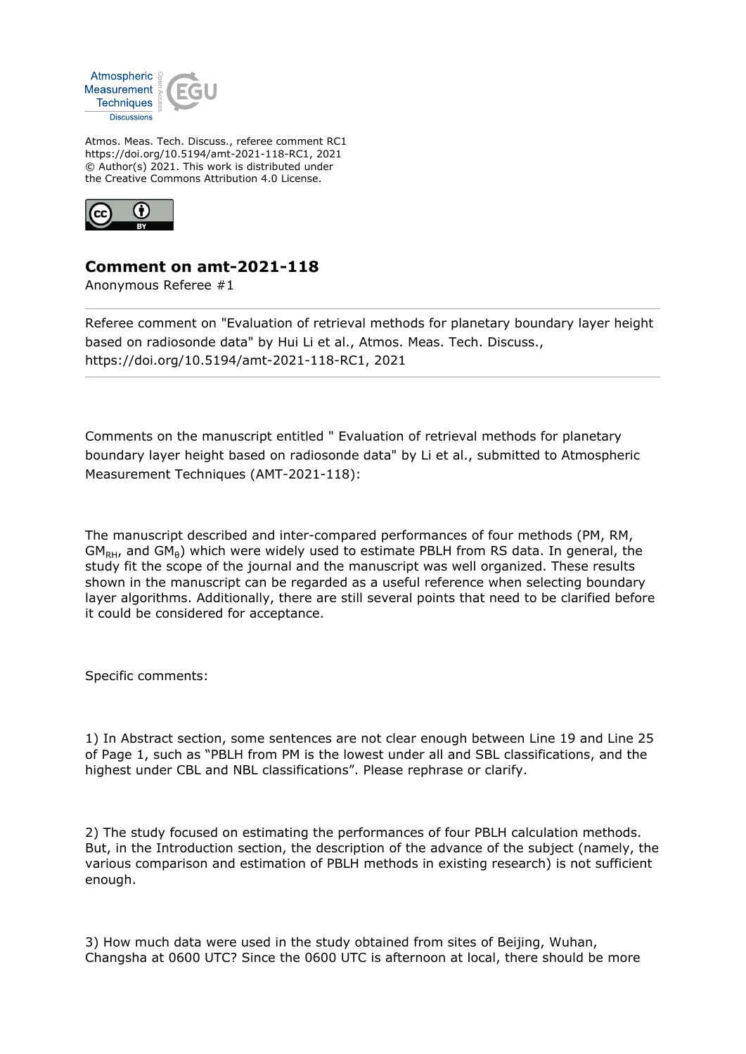Atmos. Meas. Tech. Discuss., referee comment RC1
https://doi.org/10.5194/amt-2021-118-RC1, 2021
© Author(s) 2021. This work is distributed under
the Creative Commons Attribution 4.0 License.

## Comment on amt-2021-118

Anonymous Referee #1

Referee comment on "Evaluation of retrieval methods for planetary boundary layer height based on radiosonde data" by Hui Li et al., Atmos. Meas. Tech. Discuss., https://doi.org/10.5194/amt-2021-118-RC1, 2021

Comments on the manuscript entitled " Evaluation of retrieval methods for planetary boundary layer height based on radiosonde data" by Li et al., submitted to Atmospheric Measurement Techniques (AMT-2021-118):

The manuscript described and inter-compared performances of four methods (PM, RM, $GM_{RH}$, and $GM_{\theta}$) which were widely used to estimate PBLH from RS data. In general, the study fit the scope of the journal and the manuscript was well organized. These results shown in the manuscript can be regarded as a useful reference when selecting boundary layer algorithms. Additionally, there are still several points that need to be clarified before it could be considered for acceptance.

Specific comments:

1) In Abstract section, some sentences are not clear enough between Line 19 and Line 25 of Page 1, such as "PBLH from PM is the lowest under all and SBL classifications, and the highest under CBL and NBL classifications". Please rephrase or clarify.

2) The study focused on estimating the performances of four PBLH calculation methods. But, in the Introduction section, the description of the advance of the subject (namely, the various comparison and estimation of PBLH methods in existing research) is not sufficient enough.

3) How much data were used in the study obtained from sites of Beijing, Wuhan, Changsha at 0600 UTC? Since the 0600 UTC is afternoon at local, there should be more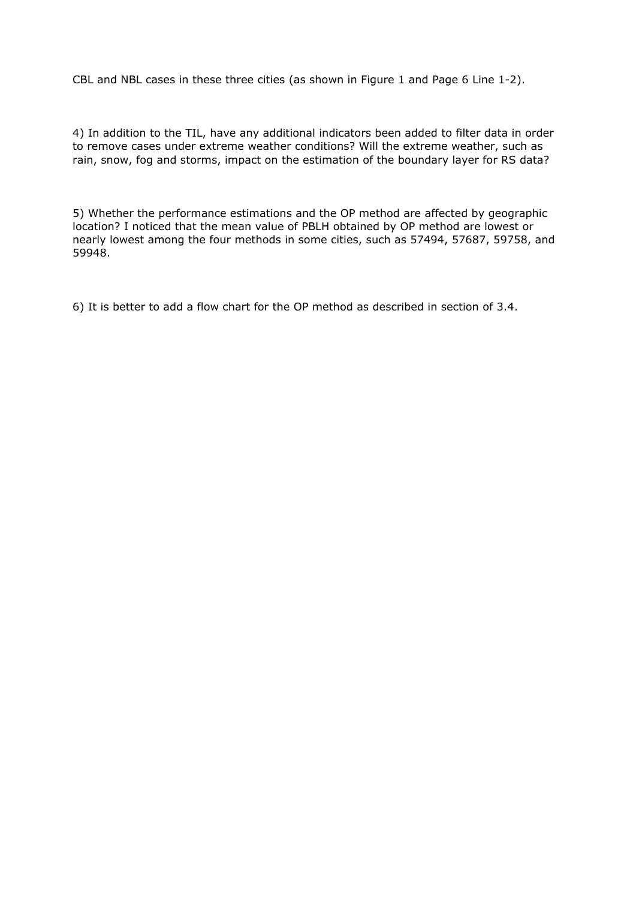CBL and NBL cases in these three cities (as shown in Figure 1 and Page 6 Line 1-2).

4) In addition to the TIL, have any additional indicators been added to filter data in order to remove cases under extreme weather conditions? Will the extreme weather, such as rain, snow, fog and storms, impact on the estimation of the boundary layer for RS data?

5) Whether the performance estimations and the OP method are affected by geographic location? I noticed that the mean value of PBLH obtained by OP method are lowest or nearly lowest among the four methods in some cities, such as 57494, 57687, 59758, and 59948.

6) It is better to add a flow chart for the OP method as described in section of 3.4.